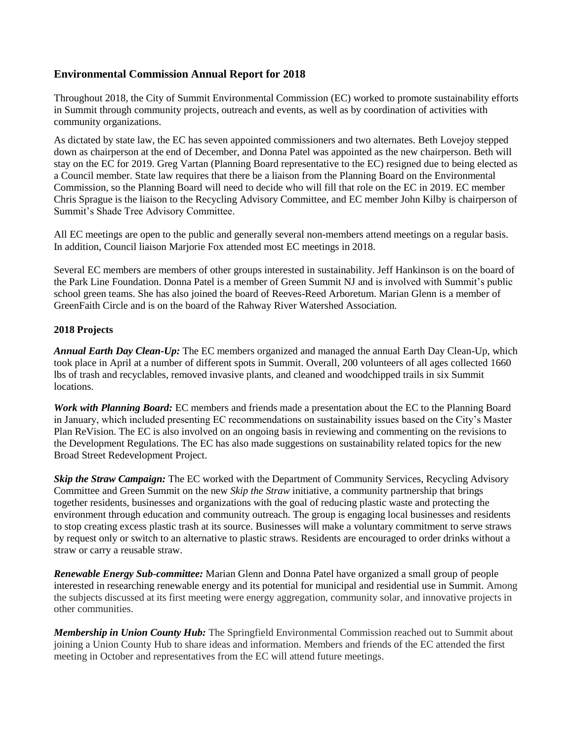## Environmental Commission Annual Report for 2018

Throughout 2018, the City of Summit Environmental Commission (EC) worked to promote sustainability efforts in Summit through community projects, outreach and events, as well as by coordination of activities with community organizations.

As dictated by state law, the EC has seven appointed commissioners and two alternates. Beth Lovejoy stepped down as chairperson at the end of December, and Donna Patel was appointed as the new chairperson. Beth will stay on the EC for 2019. Greg Vartan (Planning Board representative to the EC) resigned due to being elected as a Council member. State law requires that there be a liaison from the Planning Board on the Environmental Commission, so the Planning Board will need to decide who will fill that role on the EC in 2019. EC member Chris Sprague is the liaison to the Recycling Advisory Committee, and EC member John Kilby is chairperson of Summit's Shade Tree Advisory Committee.

All EC meetings are open to the public and generally several non-members attend meetings on a regular basis. In addition, Council liaison Marjorie Fox attended most EC meetings in 2018.

Several EC members are members of other groups interested in sustainability. Jeff Hankinson is on the board of the Park Line Foundation. Donna Patel is a member of Green Summit NJ and is involved with Summit's public school green teams. She has also joined the board of Reeves-Reed Arboretum. Marian Glenn is a member of GreenFaith Circle and is on the board of the Rahway River Watershed Association.

### 2018 Projects

***Annual Earth Day Clean-Up:*** The EC members organized and managed the annual Earth Day Clean-Up, which took place in April at a number of different spots in Summit. Overall, 200 volunteers of all ages collected 1660 lbs of trash and recyclables, removed invasive plants, and cleaned and woodchipped trails in six Summit locations.

***Work with Planning Board:*** EC members and friends made a presentation about the EC to the Planning Board in January, which included presenting EC recommendations on sustainability issues based on the City's Master Plan ReVision. The EC is also involved on an ongoing basis in reviewing and commenting on the revisions to the Development Regulations. The EC has also made suggestions on sustainability related topics for the new Broad Street Redevelopment Project.

***Skip the Straw Campaign:*** The EC worked with the Department of Community Services, Recycling Advisory Committee and Green Summit on the new *Skip the Straw* initiative, a community partnership that brings together residents, businesses and organizations with the goal of reducing plastic waste and protecting the environment through education and community outreach. The group is engaging local businesses and residents to stop creating excess plastic trash at its source. Businesses will make a voluntary commitment to serve straws by request only or switch to an alternative to plastic straws. Residents are encouraged to order drinks without a straw or carry a reusable straw.

***Renewable Energy Sub-committee:*** Marian Glenn and Donna Patel have organized a small group of people interested in researching renewable energy and its potential for municipal and residential use in Summit. Among the subjects discussed at its first meeting were energy aggregation, community solar, and innovative projects in other communities.

***Membership in Union County Hub:*** The Springfield Environmental Commission reached out to Summit about joining a Union County Hub to share ideas and information. Members and friends of the EC attended the first meeting in October and representatives from the EC will attend future meetings.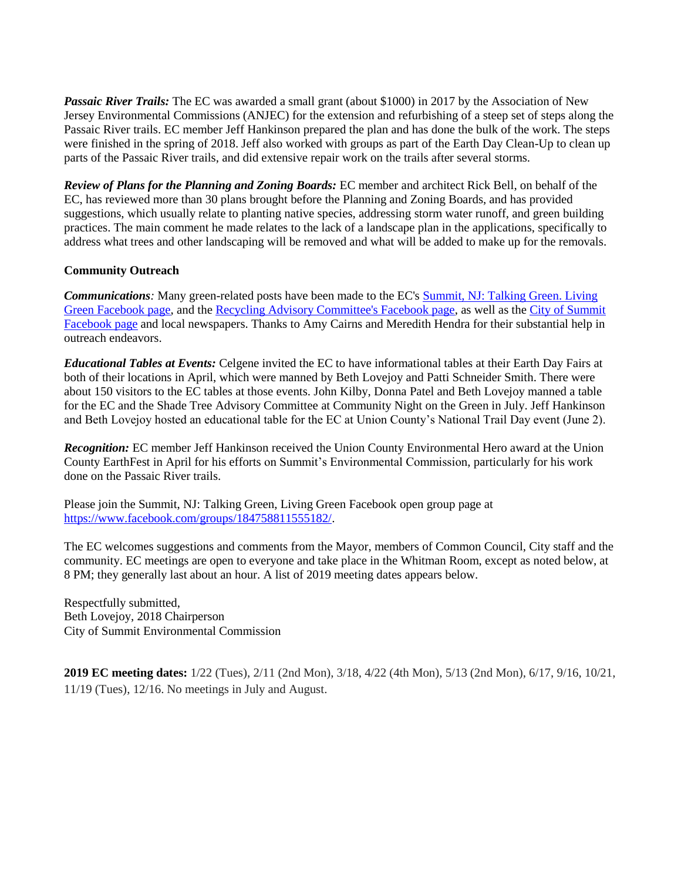***Passaic River Trails:*** The EC was awarded a small grant (about $1000) in 2017 by the Association of New Jersey Environmental Commissions (ANJEC) for the extension and refurbishing of a steep set of steps along the Passaic River trails. EC member Jeff Hankinson prepared the plan and has done the bulk of the work. The steps were finished in the spring of 2018. Jeff also worked with groups as part of the Earth Day Clean-Up to clean up parts of the Passaic River trails, and did extensive repair work on the trails after several storms.

***Review of Plans for the Planning and Zoning Boards:*** EC member and architect Rick Bell, on behalf of the EC, has reviewed more than 30 plans brought before the Planning and Zoning Boards, and has provided suggestions, which usually relate to planting native species, addressing storm water runoff, and green building practices. The main comment he made relates to the lack of a landscape plan in the applications, specifically to address what trees and other landscaping will be removed and what will be added to make up for the removals.

**Community Outreach**

***Communications****:* Many green-related posts have been made to the EC's Summit, NJ: Talking Green. Living Green Facebook page, and the Recycling Advisory Committee's Facebook page, as well as the City of Summit Facebook page and local newspapers. Thanks to Amy Cairns and Meredith Hendra for their substantial help in outreach endeavors.

***Educational Tables at Events:*** Celgene invited the EC to have informational tables at their Earth Day Fairs at both of their locations in April, which were manned by Beth Lovejoy and Patti Schneider Smith. There were about 150 visitors to the EC tables at those events. John Kilby, Donna Patel and Beth Lovejoy manned a table for the EC and the Shade Tree Advisory Committee at Community Night on the Green in July. Jeff Hankinson and Beth Lovejoy hosted an educational table for the EC at Union County's National Trail Day event (June 2).

***Recognition:*** EC member Jeff Hankinson received the Union County Environmental Hero award at the Union County EarthFest in April for his efforts on Summit's Environmental Commission, particularly for his work done on the Passaic River trails.

Please join the Summit, NJ: Talking Green, Living Green Facebook open group page at https://www.facebook.com/groups/184758811555182/.

The EC welcomes suggestions and comments from the Mayor, members of Common Council, City staff and the community. EC meetings are open to everyone and take place in the Whitman Room, except as noted below, at 8 PM; they generally last about an hour. A list of 2019 meeting dates appears below.

Respectfully submitted,
Beth Lovejoy, 2018 Chairperson
City of Summit Environmental Commission

**2019 EC meeting dates:** 1/22 (Tues), 2/11 (2nd Mon), 3/18, 4/22 (4th Mon), 5/13 (2nd Mon), 6/17, 9/16, 10/21, 11/19 (Tues), 12/16. No meetings in July and August.